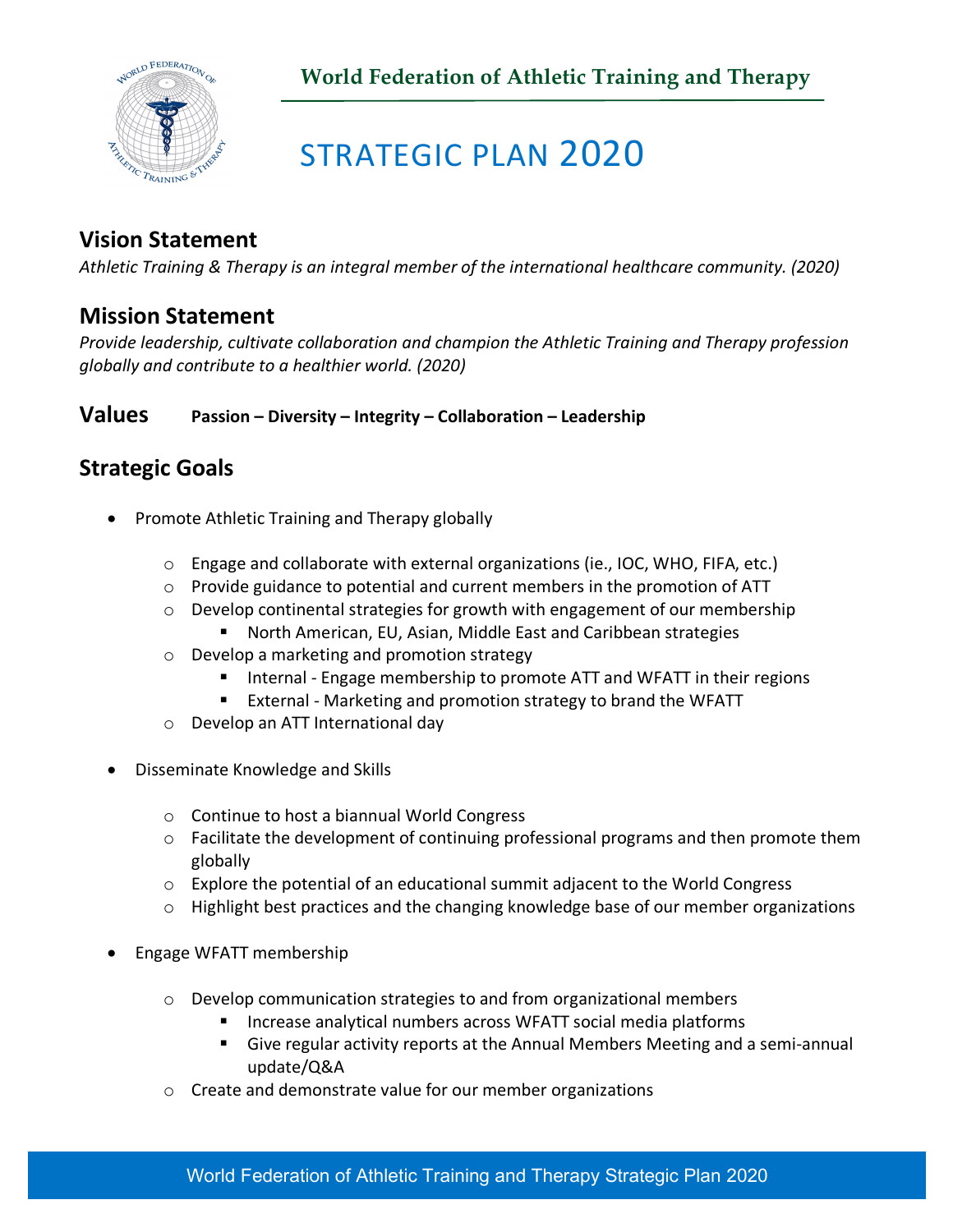**World Federation of Athletic Training and Therapy**

# STRATEGIC PLAN 2020

## Vision Statement

*Athletic Training & Therapy is an integral member of the international healthcare community. (2020)*

## Mission Statement

*Provide leadership, cultivate collaboration and champion the Athletic Training and Therapy profession globally and contribute to a healthier world. (2020)*

## Values **Passion – Diversity – Integrity – Collaboration – Leadership**

## Strategic Goals

- Promote Athletic Training and Therapy globally
  - Engage and collaborate with external organizations (ie., IOC, WHO, FIFA, etc.)
  - Provide guidance to potential and current members in the promotion of ATT
  - Develop continental strategies for growth with engagement of our membership
    - North American, EU, Asian, Middle East and Caribbean strategies
  - Develop a marketing and promotion strategy
    - Internal - Engage membership to promote ATT and WFATT in their regions
    - External - Marketing and promotion strategy to brand the WFATT
  - Develop an ATT International day

- Disseminate Knowledge and Skills
  - Continue to host a biannual World Congress
  - Facilitate the development of continuing professional programs and then promote them globally
  - Explore the potential of an educational summit adjacent to the World Congress
  - Highlight best practices and the changing knowledge base of our member organizations

- Engage WFATT membership
  - Develop communication strategies to and from organizational members
    - Increase analytical numbers across WFATT social media platforms
    - Give regular activity reports at the Annual Members Meeting and a semi-annual update/Q&A
  - Create and demonstrate value for our member organizations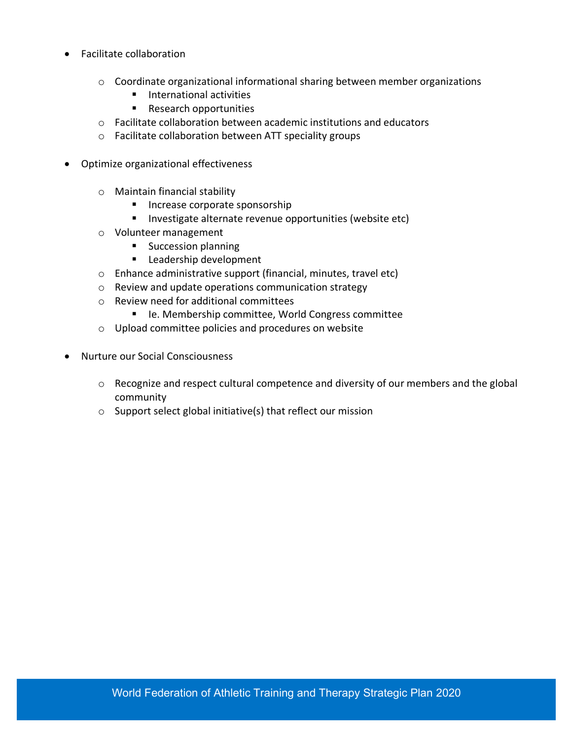- Facilitate collaboration
  - Coordinate organizational informational sharing between member organizations
    - International activities
    - Research opportunities
  - Facilitate collaboration between academic institutions and educators
  - Facilitate collaboration between ATT speciality groups

- Optimize organizational effectiveness
  - Maintain financial stability
    - Increase corporate sponsorship
    - Investigate alternate revenue opportunities (website etc)
  - Volunteer management
    - Succession planning
    - Leadership development
  - Enhance administrative support (financial, minutes, travel etc)
  - Review and update operations communication strategy
  - Review need for additional committees
    - Ie. Membership committee, World Congress committee
  - Upload committee policies and procedures on website

- Nurture our Social Consciousness
  - Recognize and respect cultural competence and diversity of our members and the global community
  - Support select global initiative(s) that reflect our mission